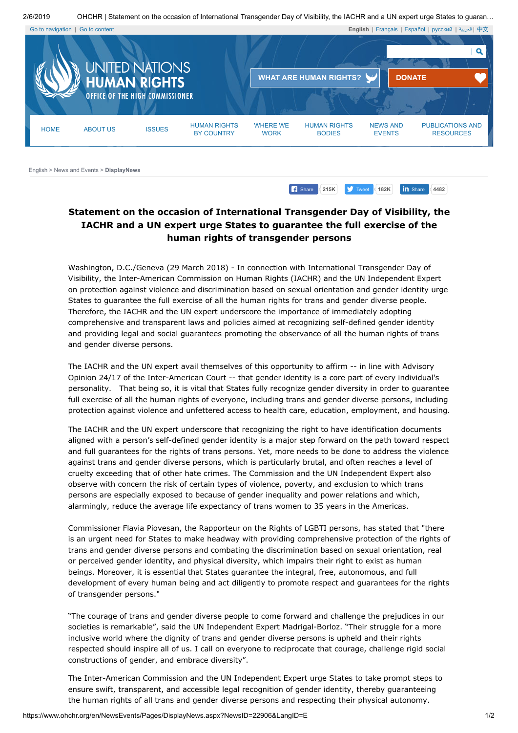# Statement on the occasion of International Transgender Day of Visibility, the IACHR and a UN expert urge States to guarantee the full exercise of the human rights of transgender persons

Washington, D.C./Geneva (29 March 2018) - In connection with International Transgender Day of Visibility, the Inter-American Commission on Human Rights (IACHR) and the UN Independent Expert on protection against violence and discrimination based on sexual orientation and gender identity urge States to guarantee the full exercise of all the human rights for trans and gender diverse people. Therefore, the IACHR and the UN expert underscore the importance of immediately adopting comprehensive and transparent laws and policies aimed at recognizing self-defined gender identity and providing legal and social guarantees promoting the observance of all the human rights of trans and gender diverse persons.

The IACHR and the UN expert avail themselves of this opportunity to affirm -- in line with Advisory Opinion 24/17 of the Inter-American Court -- that gender identity is a core part of every individual's personality. That being so, it is vital that States fully recognize gender diversity in order to guarantee full exercise of all the human rights of everyone, including trans and gender diverse persons, including protection against violence and unfettered access to health care, education, employment, and housing.

The IACHR and the UN expert underscore that recognizing the right to have identification documents aligned with a person's self-defined gender identity is a major step forward on the path toward respect and full guarantees for the rights of trans persons. Yet, more needs to be done to address the violence against trans and gender diverse persons, which is particularly brutal, and often reaches a level of cruelty exceeding that of other hate crimes. The Commission and the UN Independent Expert also observe with concern the risk of certain types of violence, poverty, and exclusion to which trans persons are especially exposed to because of gender inequality and power relations and which, alarmingly, reduce the average life expectancy of trans women to 35 years in the Americas.

Commissioner Flavia Piovesan, the Rapporteur on the Rights of LGBTI persons, has stated that "there is an urgent need for States to make headway with providing comprehensive protection of the rights of trans and gender diverse persons and combating the discrimination based on sexual orientation, real or perceived gender identity, and physical diversity, which impairs their right to exist as human beings. Moreover, it is essential that States guarantee the integral, free, autonomous, and full development of every human being and act diligently to promote respect and guarantees for the rights of transgender persons."

"The courage of trans and gender diverse people to come forward and challenge the prejudices in our societies is remarkable", said the UN Independent Expert Madrigal-Borloz. "Their struggle for a more inclusive world where the dignity of trans and gender diverse persons is upheld and their rights respected should inspire all of us. I call on everyone to reciprocate that courage, challenge rigid social constructions of gender, and embrace diversity".

The Inter-American Commission and the UN Independent Expert urge States to take prompt steps to ensure swift, transparent, and accessible legal recognition of gender identity, thereby guaranteeing the human rights of all trans and gender diverse persons and respecting their physical autonomy.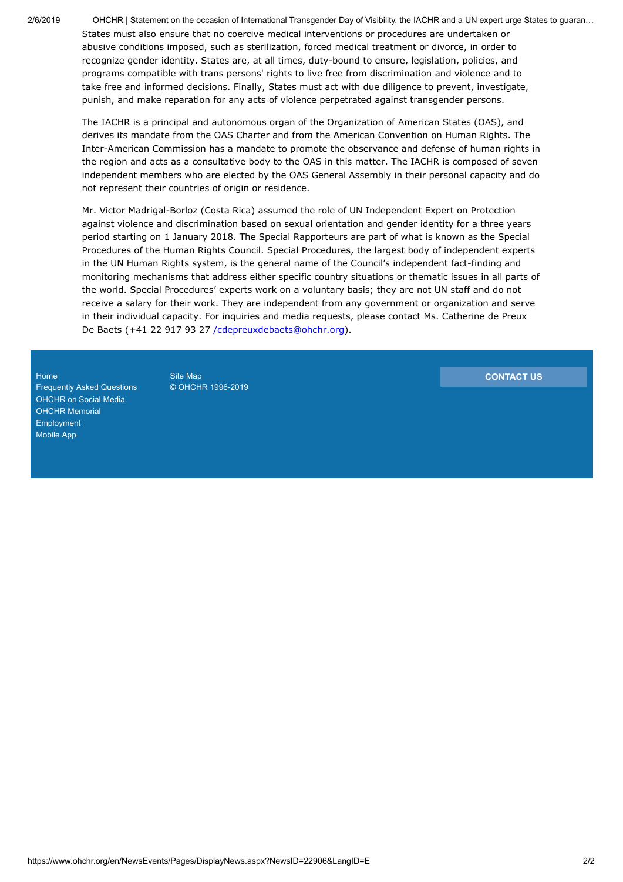States must also ensure that no coercive medical interventions or procedures are undertaken or abusive conditions imposed, such as sterilization, forced medical treatment or divorce, in order to recognize gender identity. States are, at all times, duty-bound to ensure, legislation, policies, and programs compatible with trans persons' rights to live free from discrimination and violence and to take free and informed decisions. Finally, States must act with due diligence to prevent, investigate, punish, and make reparation for any acts of violence perpetrated against transgender persons.

The IACHR is a principal and autonomous organ of the Organization of American States (OAS), and derives its mandate from the OAS Charter and from the American Convention on Human Rights. The Inter-American Commission has a mandate to promote the observance and defense of human rights in the region and acts as a consultative body to the OAS in this matter. The IACHR is composed of seven independent members who are elected by the OAS General Assembly in their personal capacity and do not represent their countries of origin or residence.

Mr. Victor Madrigal-Borloz (Costa Rica) assumed the role of UN Independent Expert on Protection against violence and discrimination based on sexual orientation and gender identity for a three years period starting on 1 January 2018. The Special Rapporteurs are part of what is known as the Special Procedures of the Human Rights Council. Special Procedures, the largest body of independent experts in the UN Human Rights system, is the general name of the Council's independent fact-finding and monitoring mechanisms that address either specific country situations or thematic issues in all parts of the world. Special Procedures' experts work on a voluntary basis; they are not UN staff and do not receive a salary for their work. They are independent from any government or organization and serve in their individual capacity. For inquiries and media requests, please contact Ms. Catherine de Preux De Baets (+41 22 917 93 27 /cdepreuxdebaets@ohchr.org).

Home
Frequently Asked Questions
OHCHR on Social Media
OHCHR Memorial
Employment
Mobile App

Site Map
© OHCHR 1996-2019

CONTACT US